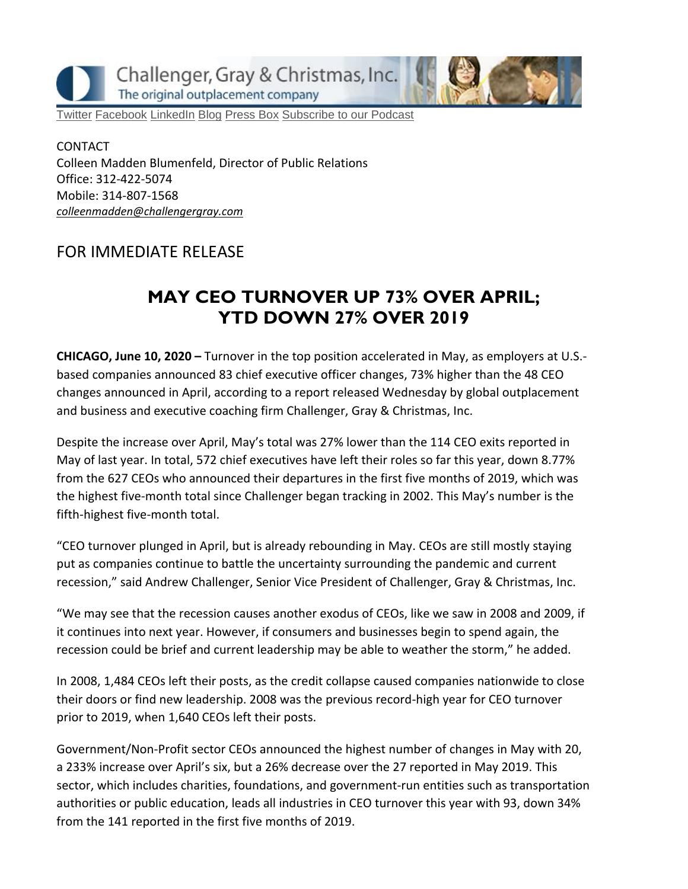Challenger, Gray & Christmas, Inc.
The original outplacement company

Twitter Facebook LinkedIn Blog Press Box Subscribe to our Podcast

CONTACT
Colleen Madden Blumenfeld, Director of Public Relations
Office: 312-422-5074
Mobile: 314-807-1568
*colleenmadden@challengergray.com*

## FOR IMMEDIATE RELEASE

# MAY CEO TURNOVER UP 73% OVER APRIL; YTD DOWN 27% OVER 2019

**CHICAGO, June 10, 2020 –** Turnover in the top position accelerated in May, as employers at U.S.-based companies announced 83 chief executive officer changes, 73% higher than the 48 CEO changes announced in April, according to a report released Wednesday by global outplacement and business and executive coaching firm Challenger, Gray & Christmas, Inc.

Despite the increase over April, May's total was 27% lower than the 114 CEO exits reported in May of last year. In total, 572 chief executives have left their roles so far this year, down 8.77% from the 627 CEOs who announced their departures in the first five months of 2019, which was the highest five-month total since Challenger began tracking in 2002. This May's number is the fifth-highest five-month total.

"CEO turnover plunged in April, but is already rebounding in May. CEOs are still mostly staying put as companies continue to battle the uncertainty surrounding the pandemic and current recession," said Andrew Challenger, Senior Vice President of Challenger, Gray & Christmas, Inc.

"We may see that the recession causes another exodus of CEOs, like we saw in 2008 and 2009, if it continues into next year. However, if consumers and businesses begin to spend again, the recession could be brief and current leadership may be able to weather the storm," he added.

In 2008, 1,484 CEOs left their posts, as the credit collapse caused companies nationwide to close their doors or find new leadership. 2008 was the previous record-high year for CEO turnover prior to 2019, when 1,640 CEOs left their posts.

Government/Non-Profit sector CEOs announced the highest number of changes in May with 20, a 233% increase over April's six, but a 26% decrease over the 27 reported in May 2019. This sector, which includes charities, foundations, and government-run entities such as transportation authorities or public education, leads all industries in CEO turnover this year with 93, down 34% from the 141 reported in the first five months of 2019.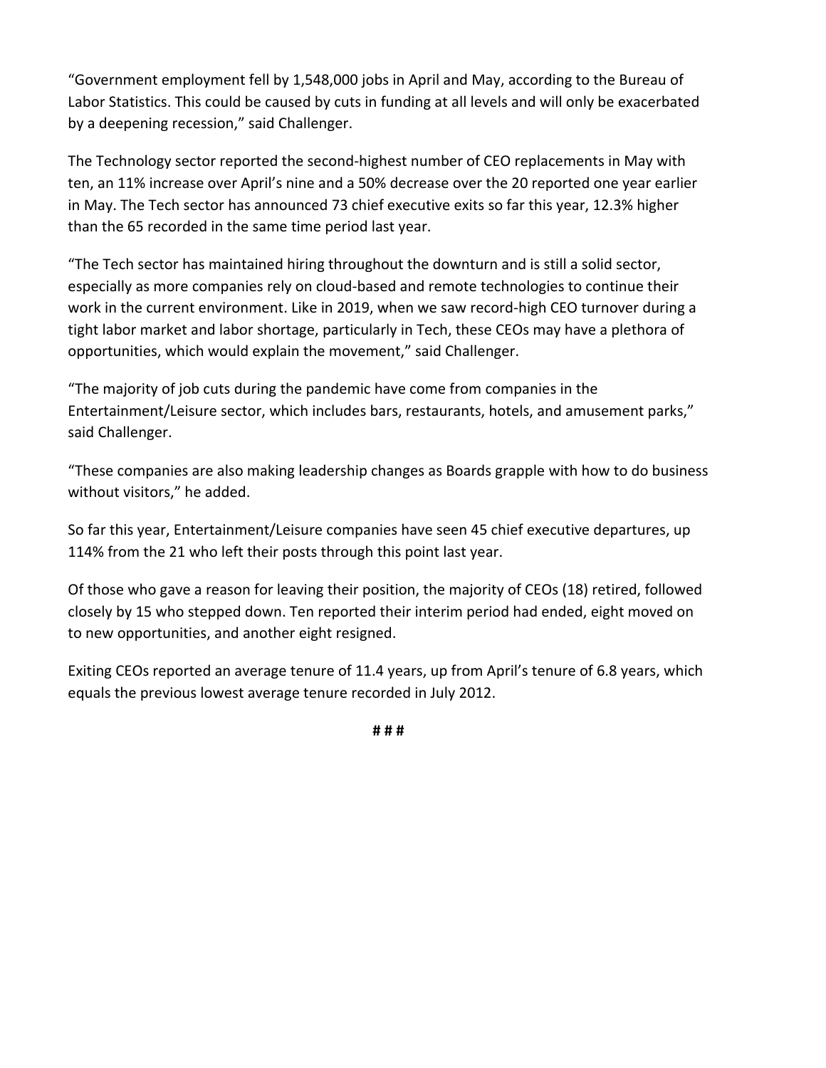"Government employment fell by 1,548,000 jobs in April and May, according to the Bureau of Labor Statistics. This could be caused by cuts in funding at all levels and will only be exacerbated by a deepening recession," said Challenger.

The Technology sector reported the second-highest number of CEO replacements in May with ten, an 11% increase over April's nine and a 50% decrease over the 20 reported one year earlier in May. The Tech sector has announced 73 chief executive exits so far this year, 12.3% higher than the 65 recorded in the same time period last year.

"The Tech sector has maintained hiring throughout the downturn and is still a solid sector, especially as more companies rely on cloud-based and remote technologies to continue their work in the current environment. Like in 2019, when we saw record-high CEO turnover during a tight labor market and labor shortage, particularly in Tech, these CEOs may have a plethora of opportunities, which would explain the movement," said Challenger.

"The majority of job cuts during the pandemic have come from companies in the Entertainment/Leisure sector, which includes bars, restaurants, hotels, and amusement parks," said Challenger.

"These companies are also making leadership changes as Boards grapple with how to do business without visitors," he added.

So far this year, Entertainment/Leisure companies have seen 45 chief executive departures, up 114% from the 21 who left their posts through this point last year.

Of those who gave a reason for leaving their position, the majority of CEOs (18) retired, followed closely by 15 who stepped down. Ten reported their interim period had ended, eight moved on to new opportunities, and another eight resigned.

Exiting CEOs reported an average tenure of 11.4 years, up from April's tenure of 6.8 years, which equals the previous lowest average tenure recorded in July 2012.

**# # #**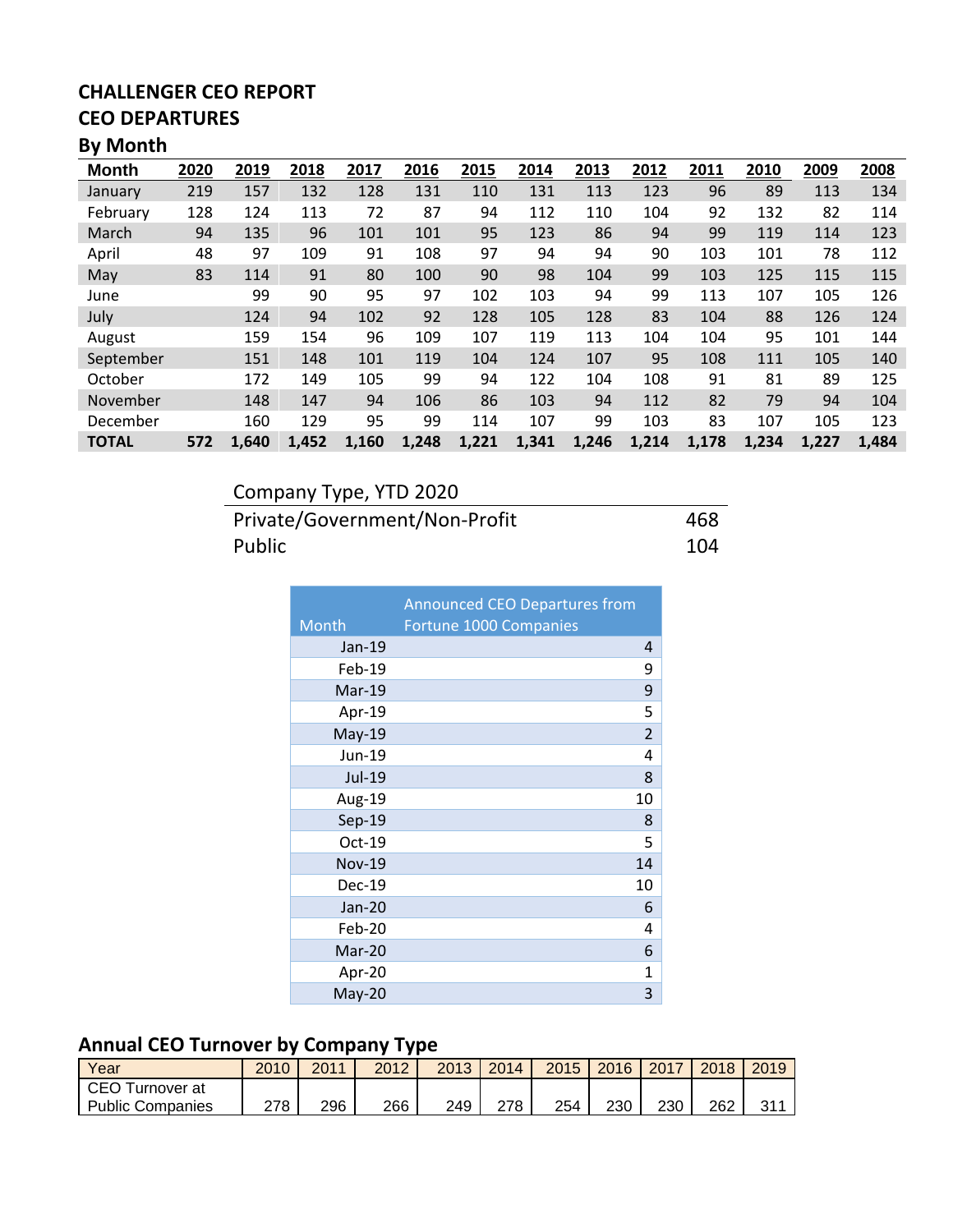**CHALLENGER CEO REPORT**
**CEO DEPARTURES**
**By Month**

| Month | 2020 | 2019 | 2018 | 2017 | 2016 | 2015 | 2014 | 2013 | 2012 | 2011 | 2010 | 2009 | 2008 |
|---|---|---|---|---|---|---|---|---|---|---|---|---|---|
| January | 219 | 157 | 132 | 128 | 131 | 110 | 131 | 113 | 123 | 96 | 89 | 113 | 134 |
| February | 128 | 124 | 113 | 72 | 87 | 94 | 112 | 110 | 104 | 92 | 132 | 82 | 114 |
| March | 94 | 135 | 96 | 101 | 101 | 95 | 123 | 86 | 94 | 99 | 119 | 114 | 123 |
| April | 48 | 97 | 109 | 91 | 108 | 97 | 94 | 94 | 90 | 103 | 101 | 78 | 112 |
| May | 83 | 114 | 91 | 80 | 100 | 90 | 98 | 104 | 99 | 103 | 125 | 115 | 115 |
| June | | 99 | 90 | 95 | 97 | 102 | 103 | 94 | 99 | 113 | 107 | 105 | 126 |
| July | | 124 | 94 | 102 | 92 | 128 | 105 | 128 | 83 | 104 | 88 | 126 | 124 |
| August | | 159 | 154 | 96 | 109 | 107 | 119 | 113 | 104 | 104 | 95 | 101 | 144 |
| September | | 151 | 148 | 101 | 119 | 104 | 124 | 107 | 95 | 108 | 111 | 105 | 140 |
| October | | 172 | 149 | 105 | 99 | 94 | 122 | 104 | 108 | 91 | 81 | 89 | 125 |
| November | | 148 | 147 | 94 | 106 | 86 | 103 | 94 | 112 | 82 | 79 | 94 | 104 |
| December | | 160 | 129 | 95 | 99 | 114 | 107 | 99 | 103 | 83 | 107 | 105 | 123 |
| **TOTAL** | **572** | **1,640** | **1,452** | **1,160** | **1,248** | **1,221** | **1,341** | **1,246** | **1,214** | **1,178** | **1,234** | **1,227** | **1,484** |

| Company Type, YTD 2020 | |
|---|---|
| Private/Government/Non-Profit | 468 |
| Public | 104 |

| Month | Announced CEO Departures from Fortune 1000 Companies |
|---|---|
| Jan-19 | 4 |
| Feb-19 | 9 |
| Mar-19 | 9 |
| Apr-19 | 5 |
| May-19 | 2 |
| Jun-19 | 4 |
| Jul-19 | 8 |
| Aug-19 | 10 |
| Sep-19 | 8 |
| Oct-19 | 5 |
| Nov-19 | 14 |
| Dec-19 | 10 |
| Jan-20 | 6 |
| Feb-20 | 4 |
| Mar-20 | 6 |
| Apr-20 | 1 |
| May-20 | 3 |

## Annual CEO Turnover by Company Type

| Year | 2010 | 2011 | 2012 | 2013 | 2014 | 2015 | 2016 | 2017 | 2018 | 2019 |
|---|---|---|---|---|---|---|---|---|---|---|
| CEO Turnover at Public Companies | 278 | 296 | 266 | 249 | 278 | 254 | 230 | 230 | 262 | 311 |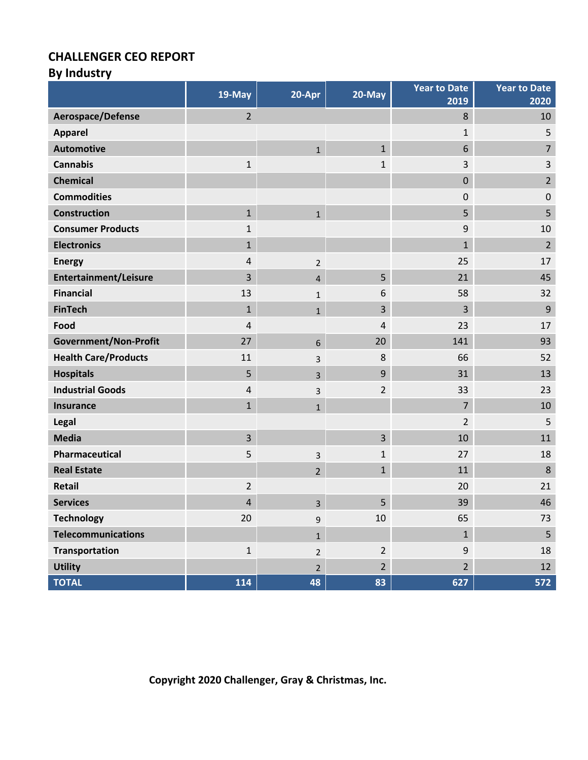# CHALLENGER CEO REPORT

## By Industry

| | 19-May | 20-Apr | 20-May | Year to Date 2019 | Year to Date 2020 |
|---|---|---|---|---|---|
| Aerospace/Defense | 2 | | | 8 | 10 |
| Apparel | | | | 1 | 5 |
| Automotive | | 1 | 1 | 6 | 7 |
| Cannabis | 1 | | 1 | 3 | 3 |
| Chemical | | | | 0 | 2 |
| Commodities | | | | 0 | 0 |
| Construction | 1 | 1 | | 5 | 5 |
| Consumer Products | 1 | | | 9 | 10 |
| Electronics | 1 | | | 1 | 2 |
| Energy | 4 | 2 | | 25 | 17 |
| Entertainment/Leisure | 3 | 4 | 5 | 21 | 45 |
| Financial | 13 | 1 | 6 | 58 | 32 |
| FinTech | 1 | 1 | 3 | 3 | 9 |
| Food | 4 | | 4 | 23 | 17 |
| Government/Non-Profit | 27 | 6 | 20 | 141 | 93 |
| Health Care/Products | 11 | 3 | 8 | 66 | 52 |
| Hospitals | 5 | 3 | 9 | 31 | 13 |
| Industrial Goods | 4 | 3 | 2 | 33 | 23 |
| Insurance | 1 | 1 | | 7 | 10 |
| Legal | | | | 2 | 5 |
| Media | 3 | | 3 | 10 | 11 |
| Pharmaceutical | 5 | 3 | 1 | 27 | 18 |
| Real Estate | | 2 | 1 | 11 | 8 |
| Retail | 2 | | | 20 | 21 |
| Services | 4 | 3 | 5 | 39 | 46 |
| Technology | 20 | 9 | 10 | 65 | 73 |
| Telecommunications | | 1 | | 1 | 5 |
| Transportation | 1 | 2 | 2 | 9 | 18 |
| Utility | | 2 | 2 | 2 | 12 |
| **TOTAL** | **114** | **48** | **83** | **627** | **572** |

**Copyright 2020 Challenger, Gray & Christmas, Inc.**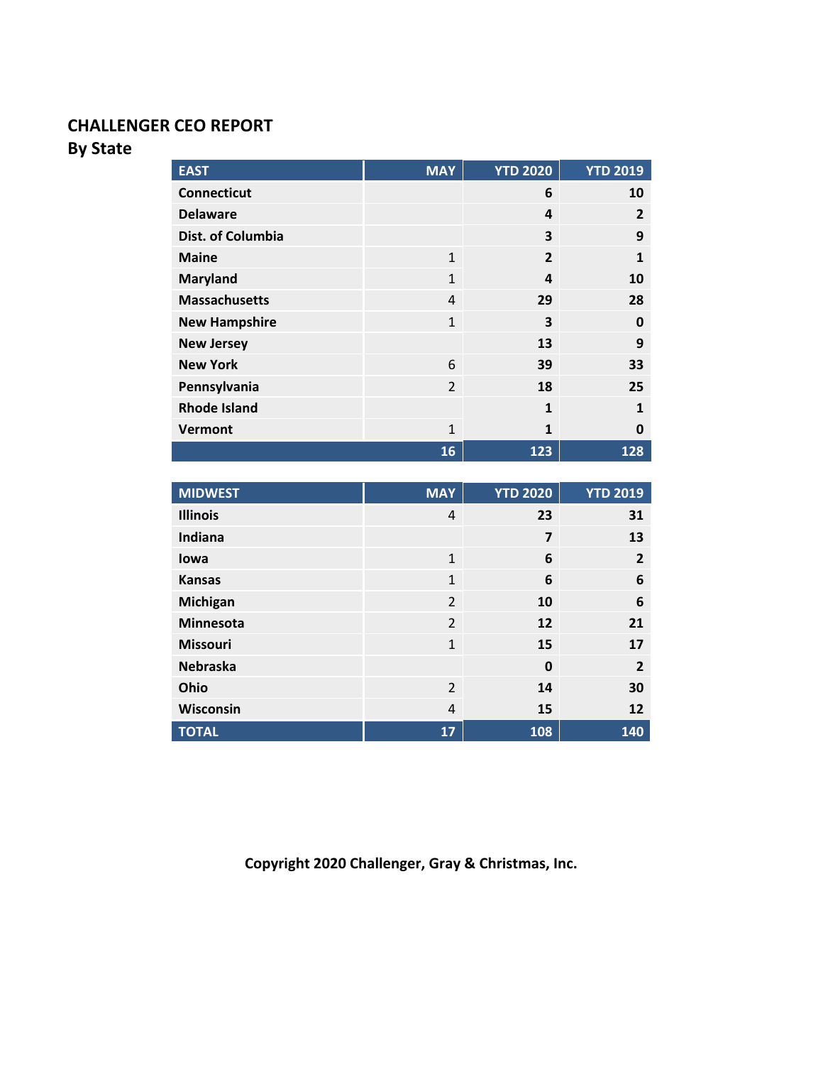## CHALLENGER CEO REPORT
### By State

| EAST | MAY | YTD 2020 | YTD 2019 |
|---|---|---|---|
| **Connecticut** | | **6** | **10** |
| **Delaware** | | **4** | **2** |
| **Dist. of Columbia** | | **3** | **9** |
| **Maine** | 1 | **2** | **1** |
| **Maryland** | 1 | **4** | **10** |
| **Massachusetts** | 4 | **29** | **28** |
| **New Hampshire** | 1 | **3** | **0** |
| **New Jersey** | | **13** | **9** |
| **New York** | 6 | **39** | **33** |
| **Pennsylvania** | 2 | **18** | **25** |
| **Rhode Island** | | **1** | **1** |
| **Vermont** | 1 | **1** | **0** |
| | **16** | **123** | **128** |

| MIDWEST | MAY | YTD 2020 | YTD 2019 |
|---|---|---|---|
| **Illinois** | 4 | **23** | **31** |
| **Indiana** | | **7** | **13** |
| **Iowa** | 1 | **6** | **2** |
| **Kansas** | 1 | **6** | **6** |
| **Michigan** | 2 | **10** | **6** |
| **Minnesota** | 2 | **12** | **21** |
| **Missouri** | 1 | **15** | **17** |
| **Nebraska** | | **0** | **2** |
| **Ohio** | 2 | **14** | **30** |
| **Wisconsin** | 4 | **15** | **12** |
| **TOTAL** | **17** | **108** | **140** |

**Copyright 2020 Challenger, Gray & Christmas, Inc.**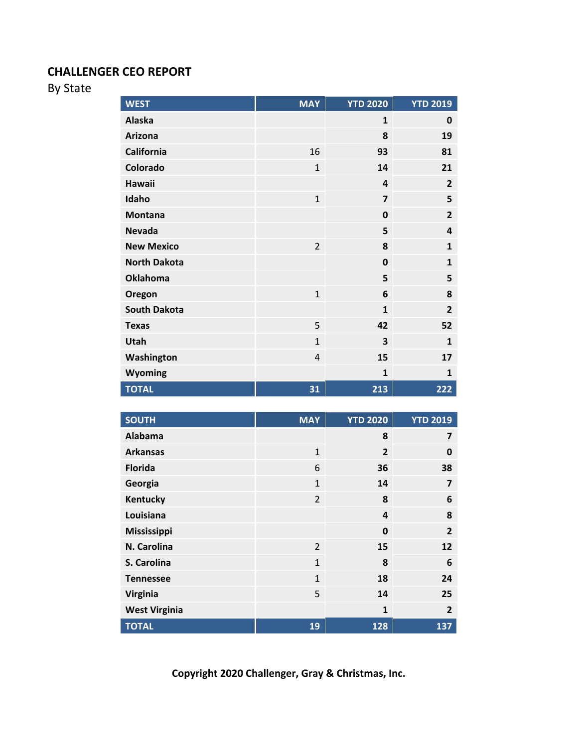## CHALLENGER CEO REPORT

By State

| WEST | MAY | YTD 2020 | YTD 2019 |
|---|---|---|---|
| Alaska | | 1 | 0 |
| Arizona | | 8 | 19 |
| California | 16 | 93 | 81 |
| Colorado | 1 | 14 | 21 |
| Hawaii | | 4 | 2 |
| Idaho | 1 | 7 | 5 |
| Montana | | 0 | 2 |
| Nevada | | 5 | 4 |
| New Mexico | 2 | 8 | 1 |
| North Dakota | | 0 | 1 |
| Oklahoma | | 5 | 5 |
| Oregon | 1 | 6 | 8 |
| South Dakota | | 1 | 2 |
| Texas | 5 | 42 | 52 |
| Utah | 1 | 3 | 1 |
| Washington | 4 | 15 | 17 |
| Wyoming | | 1 | 1 |
| TOTAL | 31 | 213 | 222 |

| SOUTH | MAY | YTD 2020 | YTD 2019 |
|---|---|---|---|
| Alabama | | 8 | 7 |
| Arkansas | 1 | 2 | 0 |
| Florida | 6 | 36 | 38 |
| Georgia | 1 | 14 | 7 |
| Kentucky | 2 | 8 | 6 |
| Louisiana | | 4 | 8 |
| Mississippi | | 0 | 2 |
| N. Carolina | 2 | 15 | 12 |
| S. Carolina | 1 | 8 | 6 |
| Tennessee | 1 | 18 | 24 |
| Virginia | 5 | 14 | 25 |
| West Virginia | | 1 | 2 |
| TOTAL | 19 | 128 | 137 |

**Copyright 2020 Challenger, Gray & Christmas, Inc.**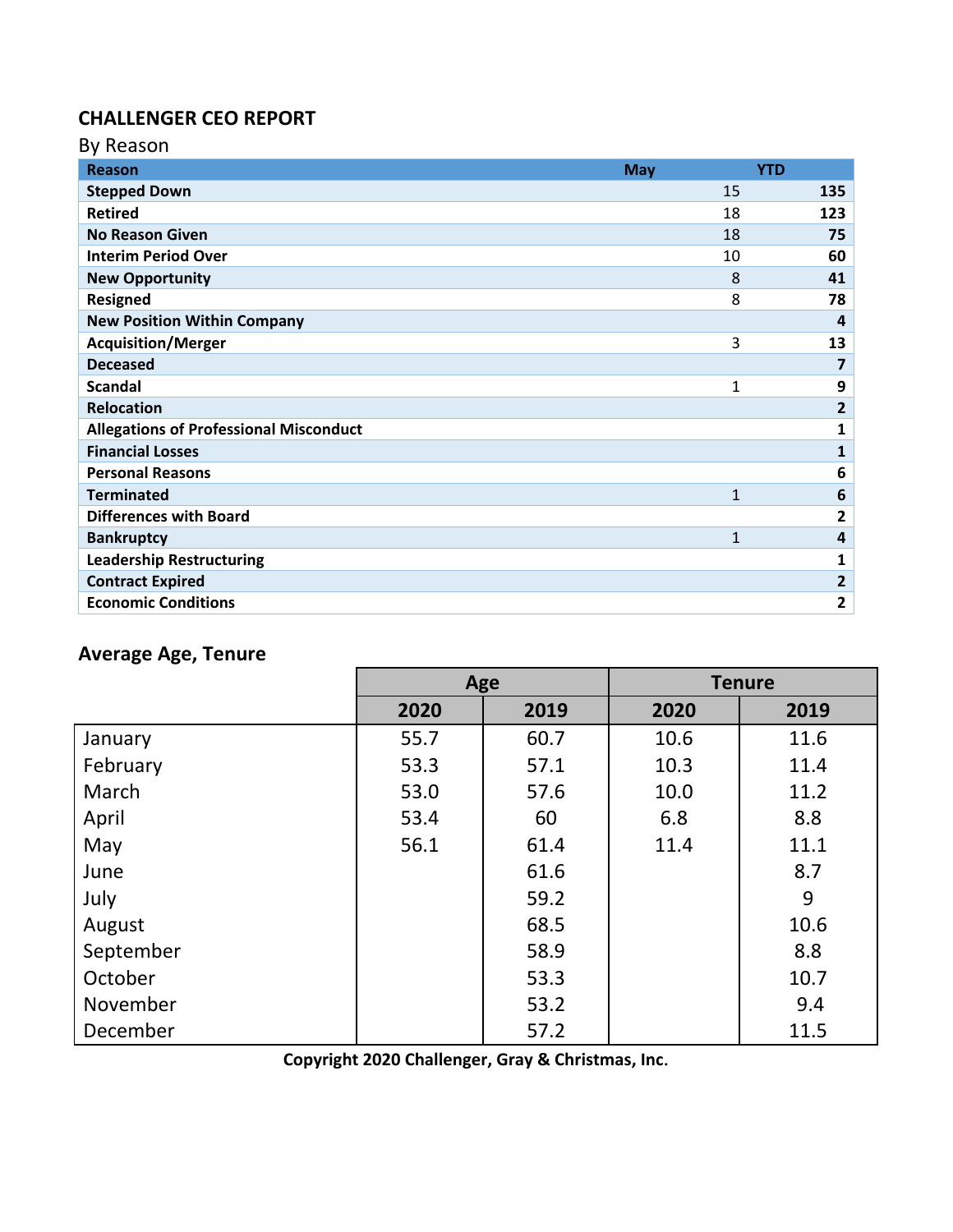## CHALLENGER CEO REPORT

By Reason

| Reason | May | YTD |
|---|---|---|
| Stepped Down | 15 | 135 |
| Retired | 18 | 123 |
| No Reason Given | 18 | 75 |
| Interim Period Over | 10 | 60 |
| New Opportunity | 8 | 41 |
| Resigned | 8 | 78 |
| New Position Within Company | | 4 |
| Acquisition/Merger | 3 | 13 |
| Deceased | | 7 |
| Scandal | 1 | 9 |
| Relocation | | 2 |
| Allegations of Professional Misconduct | | 1 |
| Financial Losses | | 1 |
| Personal Reasons | | 6 |
| Terminated | 1 | 6 |
| Differences with Board | | 2 |
| Bankruptcy | 1 | 4 |
| Leadership Restructuring | | 1 |
| Contract Expired | | 2 |
| Economic Conditions | | 2 |

### Average Age, Tenure

| | Age | | Tenure | |
|---|---|---|---|---|
| | 2020 | 2019 | 2020 | 2019 |
| January | 55.7 | 60.7 | 10.6 | 11.6 |
| February | 53.3 | 57.1 | 10.3 | 11.4 |
| March | 53.0 | 57.6 | 10.0 | 11.2 |
| April | 53.4 | 60 | 6.8 | 8.8 |
| May | 56.1 | 61.4 | 11.4 | 11.1 |
| June | | 61.6 | | 8.7 |
| July | | 59.2 | | 9 |
| August | | 68.5 | | 10.6 |
| September | | 58.9 | | 8.8 |
| October | | 53.3 | | 10.7 |
| November | | 53.2 | | 9.4 |
| December | | 57.2 | | 11.5 |

**Copyright 2020 Challenger, Gray & Christmas, Inc.**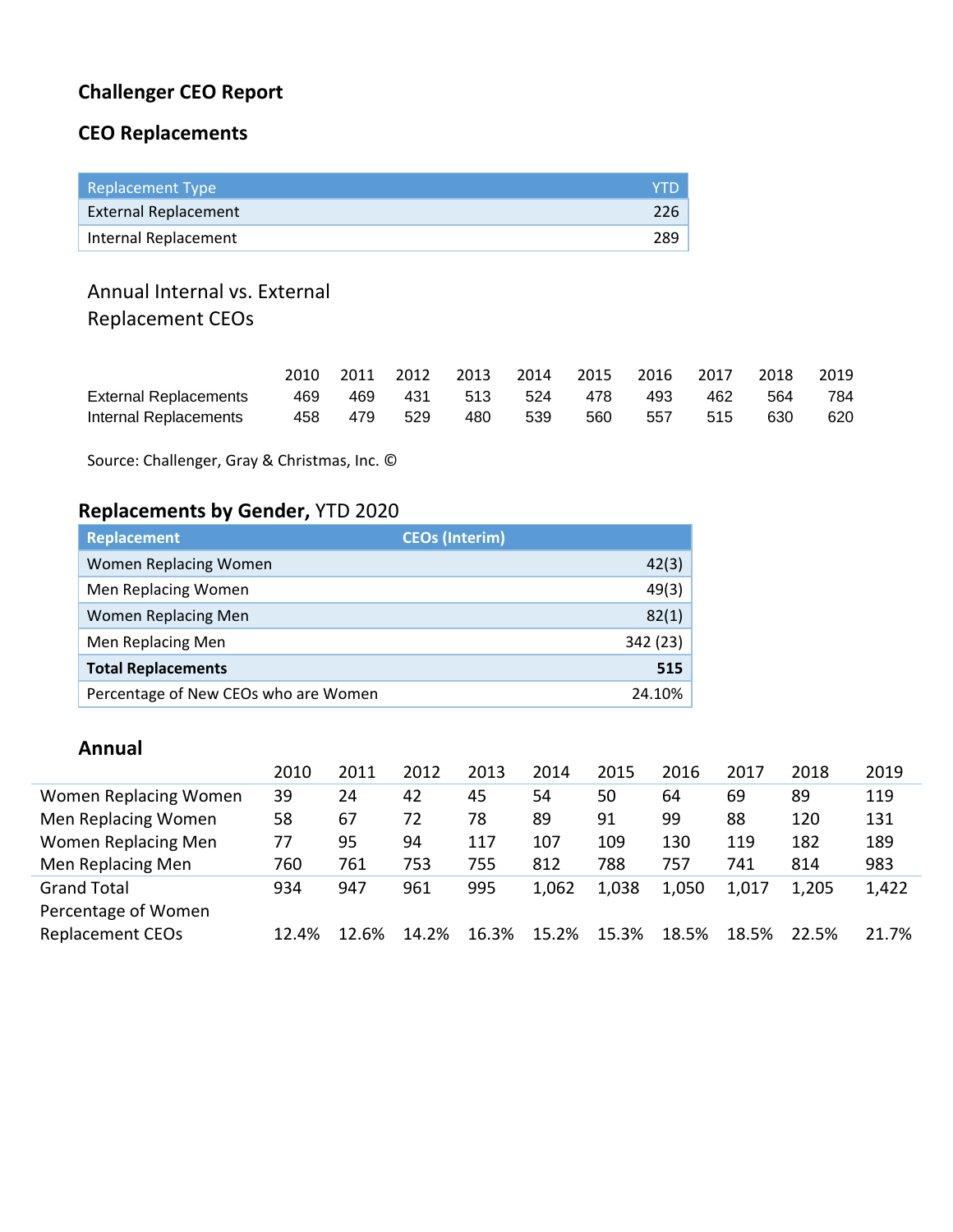## Challenger CEO Report

## CEO Replacements

| Replacement Type | YTD |
|---|---|
| External Replacement | 226 |
| Internal Replacement | 289 |

### Annual Internal vs. External Replacement CEOs

| | 2010 | 2011 | 2012 | 2013 | 2014 | 2015 | 2016 | 2017 | 2018 | 2019 |
|---|---|---|---|---|---|---|---|---|---|---|
| External Replacements | 469 | 469 | 431 | 513 | 524 | 478 | 493 | 462 | 564 | 784 |
| Internal Replacements | 458 | 479 | 529 | 480 | 539 | 560 | 557 | 515 | 630 | 620 |

Source: Challenger, Gray & Christmas, Inc. ©

## **Replacements by Gender,** YTD 2020

| Replacement | CEOs (Interim) |
|---|---|
| Women Replacing Women | 42(3) |
| Men Replacing Women | 49(3) |
| Women Replacing Men | 82(1) |
| Men Replacing Men | 342 (23) |
| **Total Replacements** | **515** |
| Percentage of New CEOs who are Women | 24.10% |

### Annual

| | 2010 | 2011 | 2012 | 2013 | 2014 | 2015 | 2016 | 2017 | 2018 | 2019 |
|---|---|---|---|---|---|---|---|---|---|---|
| Women Replacing Women | 39 | 24 | 42 | 45 | 54 | 50 | 64 | 69 | 89 | 119 |
| Men Replacing Women | 58 | 67 | 72 | 78 | 89 | 91 | 99 | 88 | 120 | 131 |
| Women Replacing Men | 77 | 95 | 94 | 117 | 107 | 109 | 130 | 119 | 182 | 189 |
| Men Replacing Men | 760 | 761 | 753 | 755 | 812 | 788 | 757 | 741 | 814 | 983 |
| Grand Total | 934 | 947 | 961 | 995 | 1,062 | 1,038 | 1,050 | 1,017 | 1,205 | 1,422 |
| Percentage of Women Replacement CEOs | 12.4% | 12.6% | 14.2% | 16.3% | 15.2% | 15.3% | 18.5% | 18.5% | 22.5% | 21.7% |